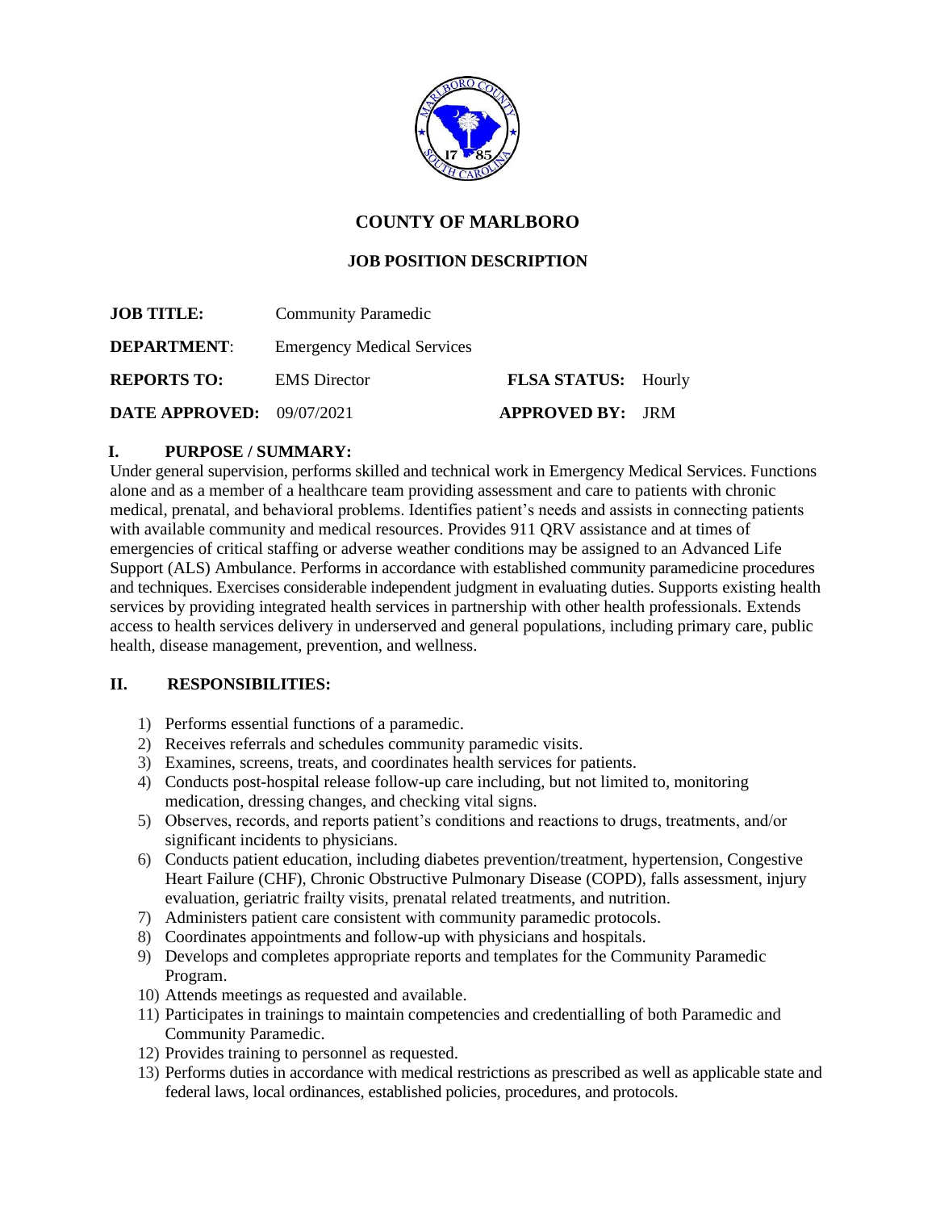# COUNTY OF MARLBORO

## JOB POSITION DESCRIPTION

| | | | |
|---|---|---|---|
| **JOB TITLE:** | Community Paramedic | | |
| **DEPARTMENT**: | Emergency Medical Services | | |
| **REPORTS TO:** | EMS Director | **FLSA STATUS:** | Hourly |
| **DATE APPROVED:** | 09/07/2021 | **APPROVED BY:** | JRM |

## I. PURPOSE / SUMMARY:

Under general supervision, performs skilled and technical work in Emergency Medical Services. Functions alone and as a member of a healthcare team providing assessment and care to patients with chronic medical, prenatal, and behavioral problems. Identifies patient's needs and assists in connecting patients with available community and medical resources. Provides 911 QRV assistance and at times of emergencies of critical staffing or adverse weather conditions may be assigned to an Advanced Life Support (ALS) Ambulance. Performs in accordance with established community paramedicine procedures and techniques. Exercises considerable independent judgment in evaluating duties. Supports existing health services by providing integrated health services in partnership with other health professionals. Extends access to health services delivery in underserved and general populations, including primary care, public health, disease management, prevention, and wellness.

## II. RESPONSIBILITIES:

1) Performs essential functions of a paramedic.
2) Receives referrals and schedules community paramedic visits.
3) Examines, screens, treats, and coordinates health services for patients.
4) Conducts post-hospital release follow-up care including, but not limited to, monitoring medication, dressing changes, and checking vital signs.
5) Observes, records, and reports patient's conditions and reactions to drugs, treatments, and/or significant incidents to physicians.
6) Conducts patient education, including diabetes prevention/treatment, hypertension, Congestive Heart Failure (CHF), Chronic Obstructive Pulmonary Disease (COPD), falls assessment, injury evaluation, geriatric frailty visits, prenatal related treatments, and nutrition.
7) Administers patient care consistent with community paramedic protocols.
8) Coordinates appointments and follow-up with physicians and hospitals.
9) Develops and completes appropriate reports and templates for the Community Paramedic Program.
10) Attends meetings as requested and available.
11) Participates in trainings to maintain competencies and credentialling of both Paramedic and Community Paramedic.
12) Provides training to personnel as requested.
13) Performs duties in accordance with medical restrictions as prescribed as well as applicable state and federal laws, local ordinances, established policies, procedures, and protocols.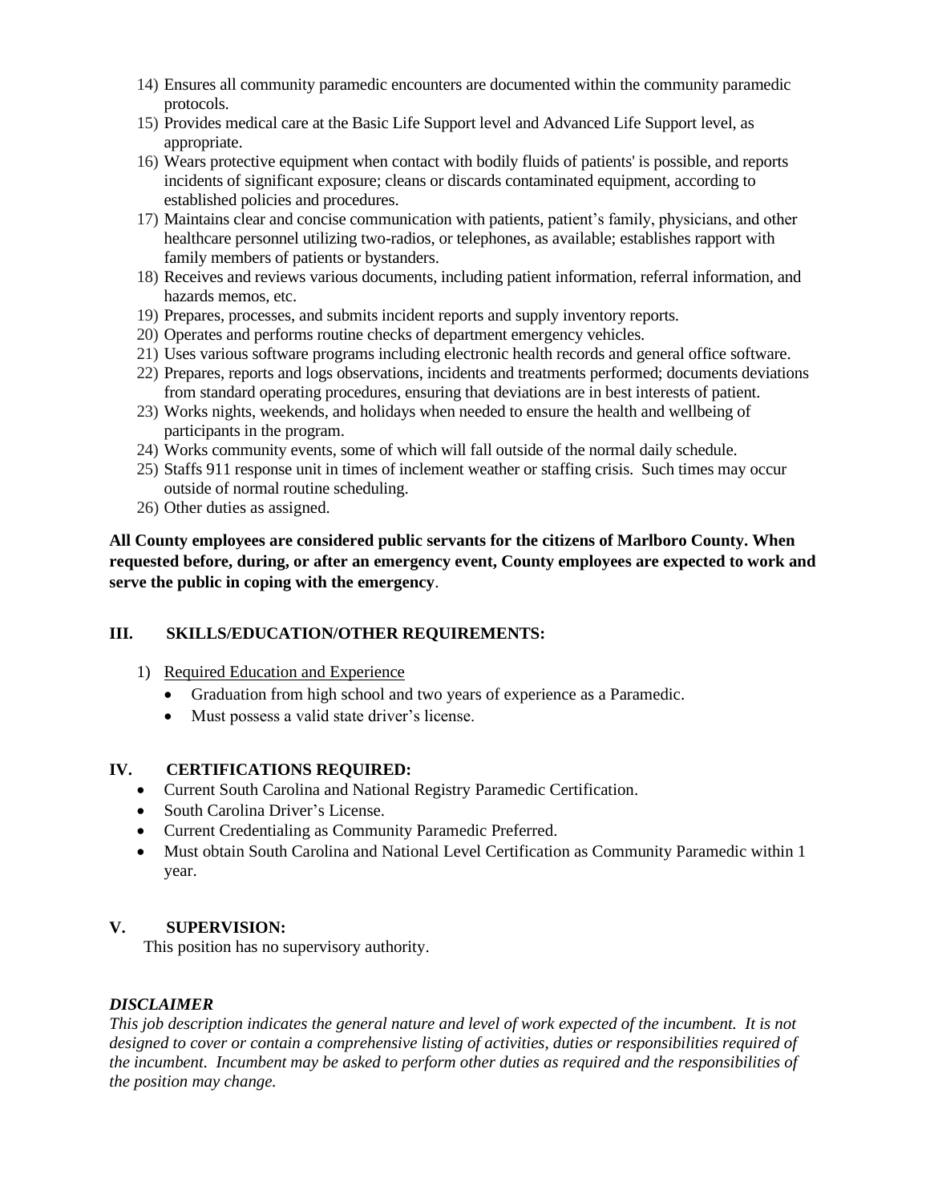14) Ensures all community paramedic encounters are documented within the community paramedic protocols.
15) Provides medical care at the Basic Life Support level and Advanced Life Support level, as appropriate.
16) Wears protective equipment when contact with bodily fluids of patients' is possible, and reports incidents of significant exposure; cleans or discards contaminated equipment, according to established policies and procedures.
17) Maintains clear and concise communication with patients, patient's family, physicians, and other healthcare personnel utilizing two-radios, or telephones, as available; establishes rapport with family members of patients or bystanders.
18) Receives and reviews various documents, including patient information, referral information, and hazards memos, etc.
19) Prepares, processes, and submits incident reports and supply inventory reports.
20) Operates and performs routine checks of department emergency vehicles.
21) Uses various software programs including electronic health records and general office software.
22) Prepares, reports and logs observations, incidents and treatments performed; documents deviations from standard operating procedures, ensuring that deviations are in best interests of patient.
23) Works nights, weekends, and holidays when needed to ensure the health and wellbeing of participants in the program.
24) Works community events, some of which will fall outside of the normal daily schedule.
25) Staffs 911 response unit in times of inclement weather or staffing crisis. Such times may occur outside of normal routine scheduling.
26) Other duties as assigned.

**All County employees are considered public servants for the citizens of Marlboro County. When requested before, during, or after an emergency event, County employees are expected to work and serve the public in coping with the emergency**.

## III. SKILLS/EDUCATION/OTHER REQUIREMENTS:

1) Required Education and Experience
   - Graduation from high school and two years of experience as a Paramedic.
   - Must possess a valid state driver's license.

## IV. CERTIFICATIONS REQUIRED:

- Current South Carolina and National Registry Paramedic Certification.
- South Carolina Driver's License.
- Current Credentialing as Community Paramedic Preferred.
- Must obtain South Carolina and National Level Certification as Community Paramedic within 1 year.

## V. SUPERVISION:

This position has no supervisory authority.

***DISCLAIMER***

*This job description indicates the general nature and level of work expected of the incumbent. It is not designed to cover or contain a comprehensive listing of activities, duties or responsibilities required of the incumbent. Incumbent may be asked to perform other duties as required and the responsibilities of the position may change.*